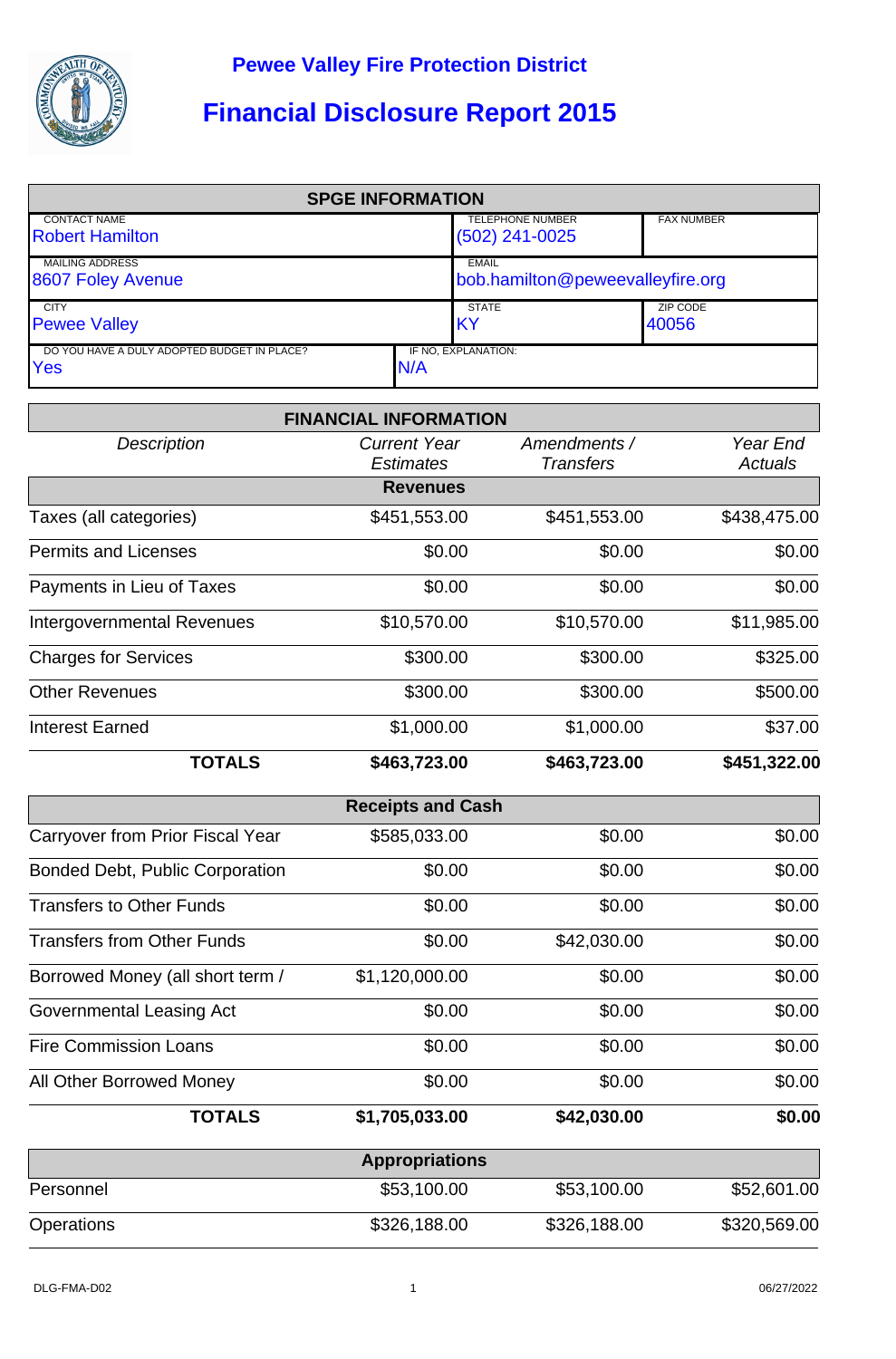# Pewee Valley Fire Protection District

## Financial Disclosure Report 2015

| SPGE INFORMATION | | | |
|---|---|---|---|
| CONTACT NAME<br>Robert Hamilton | | TELEPHONE NUMBER<br>(502) 241-0025 | FAX NUMBER |
| MAILING ADDRESS<br>8607 Foley Avenue | | EMAIL<br>bob.hamilton@peweevalleyfire.org | |
| CITY<br>Pewee Valley | | STATE<br>KY | ZIP CODE<br>40056 |
| DO YOU HAVE A DULY ADOPTED BUDGET IN PLACE?<br>Yes | IF NO, EXPLANATION:<br>N/A | | |

**FINANCIAL INFORMATION**

| *Description* | *Current Year Estimates* | *Amendments / Transfers* | *Year End Actuals* |
|---|---|---|---|
| **Revenues** | | | |
| Taxes (all categories) | $451,553.00 | $451,553.00 | $438,475.00 |
| Permits and Licenses | $0.00 | $0.00 | $0.00 |
| Payments in Lieu of Taxes | $0.00 | $0.00 | $0.00 |
| Intergovernmental Revenues | $10,570.00 | $10,570.00 | $11,985.00 |
| Charges for Services | $300.00 | $300.00 | $325.00 |
| Other Revenues | $300.00 | $300.00 | $500.00 |
| Interest Earned | $1,000.00 | $1,000.00 | $37.00 |
| **TOTALS** | **$463,723.00** | **$463,723.00** | **$451,322.00** |
| **Receipts and Cash** | | | |
| Carryover from Prior Fiscal Year | $585,033.00 | $0.00 | $0.00 |
| Bonded Debt, Public Corporation | $0.00 | $0.00 | $0.00 |
| Transfers to Other Funds | $0.00 | $0.00 | $0.00 |
| Transfers from Other Funds | $0.00 | $42,030.00 | $0.00 |
| Borrowed Money (all short term / | $1,120,000.00 | $0.00 | $0.00 |
| Governmental Leasing Act | $0.00 | $0.00 | $0.00 |
| Fire Commission Loans | $0.00 | $0.00 | $0.00 |
| All Other Borrowed Money | $0.00 | $0.00 | $0.00 |
| **TOTALS** | **$1,705,033.00** | **$42,030.00** | **$0.00** |
| **Appropriations** | | | |
| Personnel | $53,100.00 | $53,100.00 | $52,601.00 |
| Operations | $326,188.00 | $326,188.00 | $320,569.00 |

DLG-FMA-D02 06/27/2022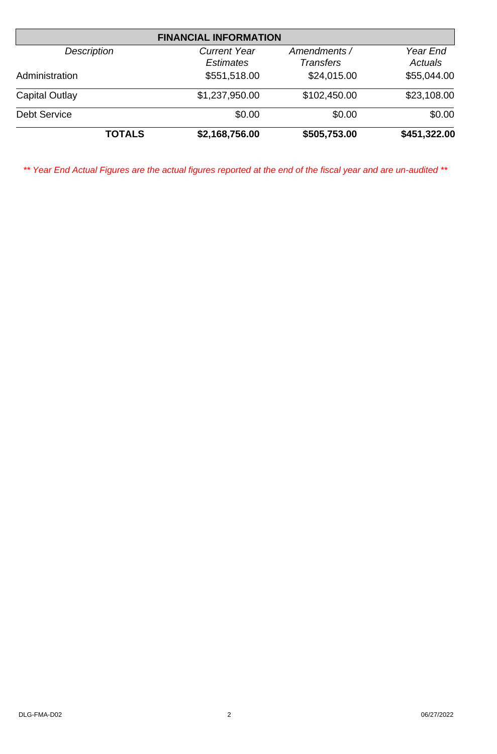| FINANCIAL INFORMATION | | | |
| --- | --- | --- | --- |
| *Description* | *Current Year Estimates* | *Amendments / Transfers* | *Year End Actuals* |
| Administration | $551,518.00 | $24,015.00 | $55,044.00 |
| Capital Outlay | $1,237,950.00 | $102,450.00 | $23,108.00 |
| Debt Service | $0.00 | $0.00 | $0.00 |
| **TOTALS** | **$2,168,756.00** | **$505,753.00** | **$451,322.00** |

*** Year End Actual Figures are the actual figures reported at the end of the fiscal year and are un-audited ***

DLG-FMA-D02 06/27/2022